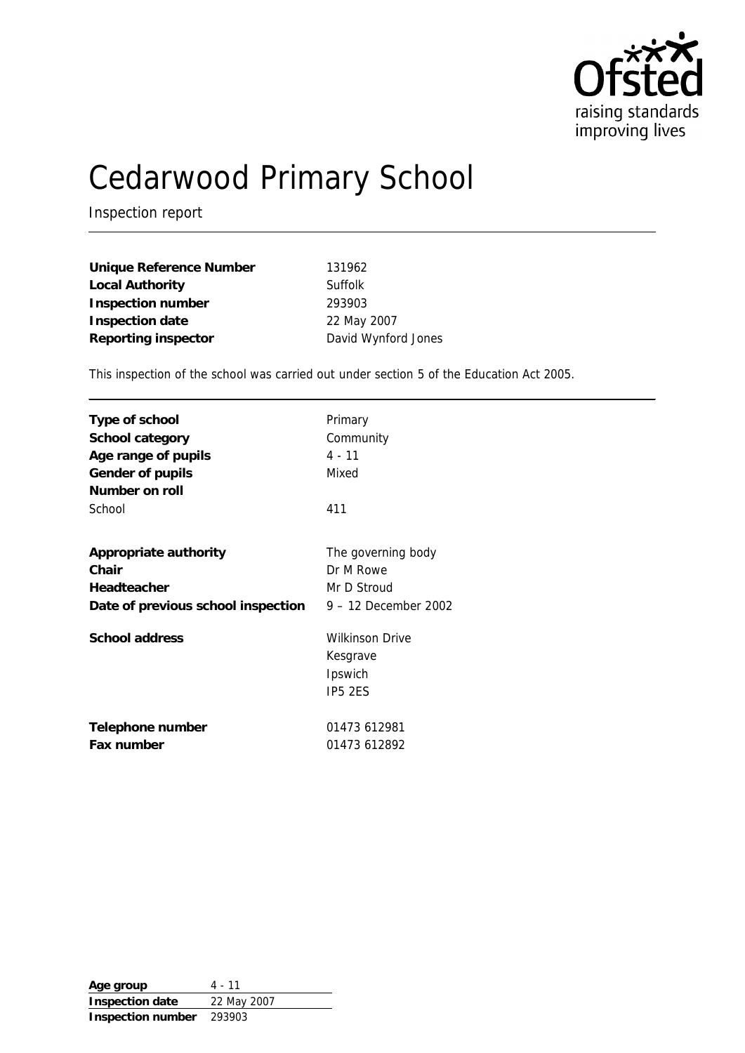Ofsted
raising standards
improving lives

# Cedarwood Primary School

Inspection report

| | |
|---|---|
| **Unique Reference Number** | 131962 |
| **Local Authority** | Suffolk |
| **Inspection number** | 293903 |
| **Inspection date** | 22 May 2007 |
| **Reporting inspector** | David Wynford Jones |

This inspection of the school was carried out under section 5 of the Education Act 2005.

| | |
|---|---|
| **Type of school** | Primary |
| **School category** | Community |
| **Age range of pupils** | 4 - 11 |
| **Gender of pupils** | Mixed |
| **Number on roll** | |
| School | 411 |
| | |
| **Appropriate authority** | The governing body |
| **Chair** | Dr M Rowe |
| **Headteacher** | Mr D Stroud |
| **Date of previous school inspection** | 9 – 12 December 2002 |
| **School address** | Wilkinson Drive<br>Kesgrave<br>Ipswich<br>IP5 2ES |
| **Telephone number** | 01473 612981 |
| **Fax number** | 01473 612892 |

| | |
|---|---|
| **Age group** | 4 - 11 |
| **Inspection date** | 22 May 2007 |
| **Inspection number** | 293903 |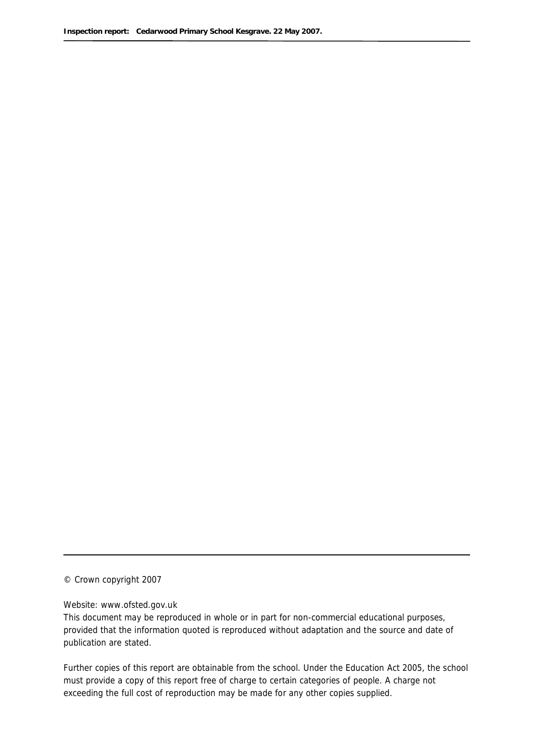© Crown copyright 2007

Website: www.ofsted.gov.uk

This document may be reproduced in whole or in part for non-commercial educational purposes, provided that the information quoted is reproduced without adaptation and the source and date of publication are stated.

Further copies of this report are obtainable from the school. Under the Education Act 2005, the school must provide a copy of this report free of charge to certain categories of people. A charge not exceeding the full cost of reproduction may be made for any other copies supplied.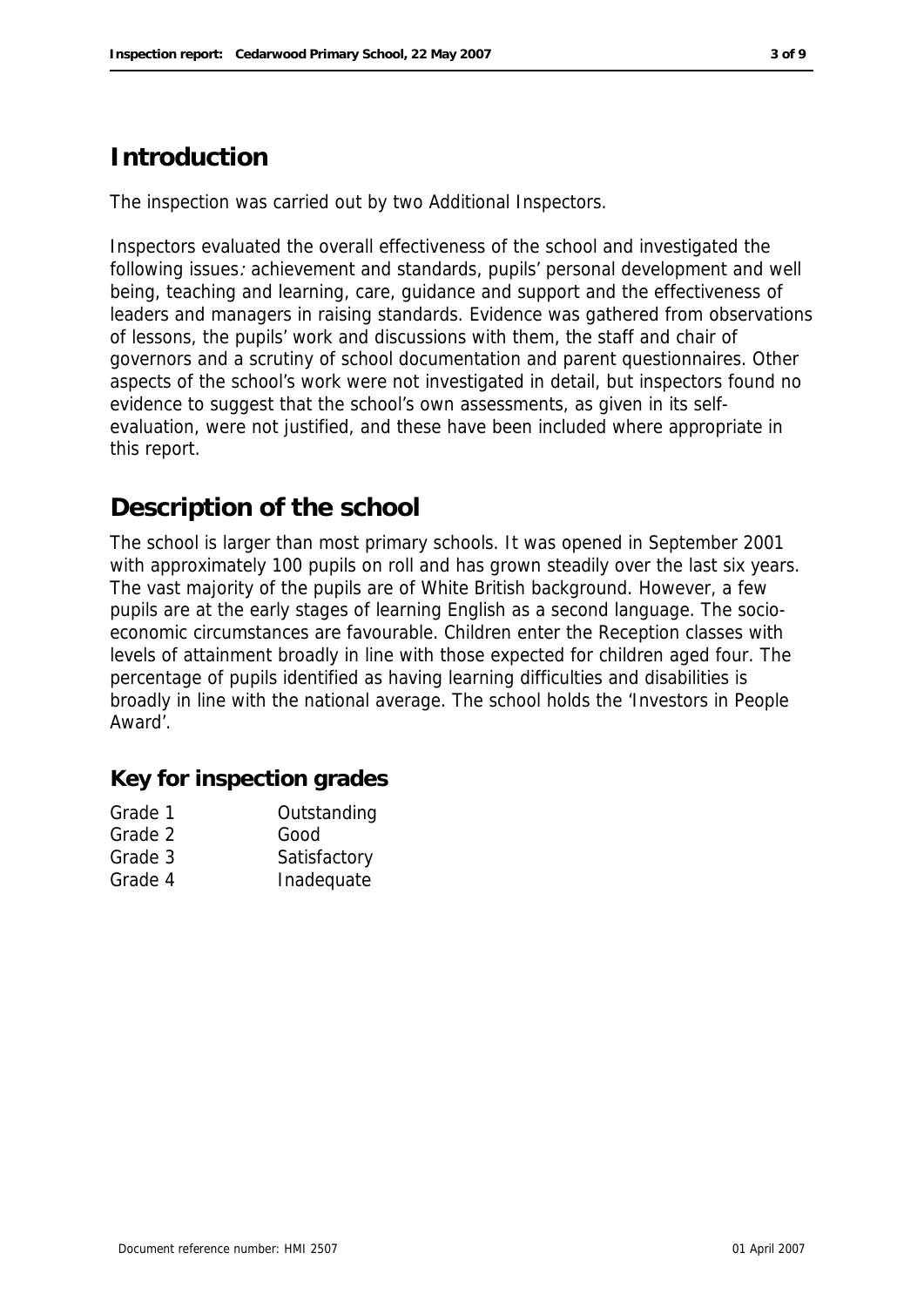## Introduction

The inspection was carried out by two Additional Inspectors.

Inspectors evaluated the overall effectiveness of the school and investigated the following issues: achievement and standards, pupils' personal development and well being, teaching and learning, care, guidance and support and the effectiveness of leaders and managers in raising standards. Evidence was gathered from observations of lessons, the pupils' work and discussions with them, the staff and chair of governors and a scrutiny of school documentation and parent questionnaires. Other aspects of the school's work were not investigated in detail, but inspectors found no evidence to suggest that the school's own assessments, as given in its self-evaluation, were not justified, and these have been included where appropriate in this report.

## Description of the school

The school is larger than most primary schools. It was opened in September 2001 with approximately 100 pupils on roll and has grown steadily over the last six years. The vast majority of the pupils are of White British background. However, a few pupils are at the early stages of learning English as a second language. The socio-economic circumstances are favourable. Children enter the Reception classes with levels of attainment broadly in line with those expected for children aged four. The percentage of pupils identified as having learning difficulties and disabilities is broadly in line with the national average. The school holds the 'Investors in People Award'.

### Key for inspection grades

| | |
|---|---|
| Grade 1 | Outstanding |
| Grade 2 | Good |
| Grade 3 | Satisfactory |
| Grade 4 | Inadequate |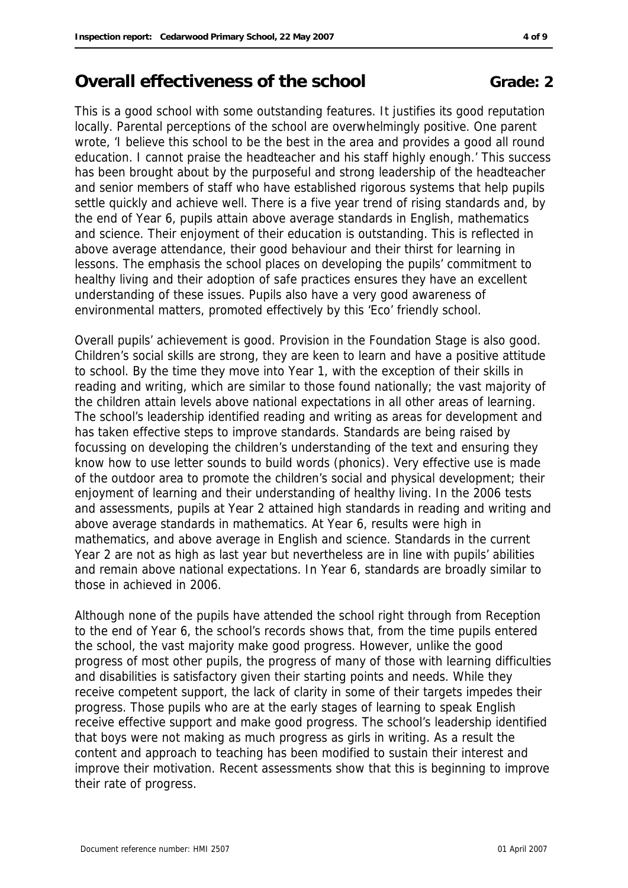## Overall effectiveness of the school **Grade: 2**

This is a good school with some outstanding features. It justifies its good reputation locally. Parental perceptions of the school are overwhelmingly positive. One parent wrote, 'I believe this school to be the best in the area and provides a good all round education. I cannot praise the headteacher and his staff highly enough.' This success has been brought about by the purposeful and strong leadership of the headteacher and senior members of staff who have established rigorous systems that help pupils settle quickly and achieve well. There is a five year trend of rising standards and, by the end of Year 6, pupils attain above average standards in English, mathematics and science. Their enjoyment of their education is outstanding. This is reflected in above average attendance, their good behaviour and their thirst for learning in lessons. The emphasis the school places on developing the pupils' commitment to healthy living and their adoption of safe practices ensures they have an excellent understanding of these issues. Pupils also have a very good awareness of environmental matters, promoted effectively by this 'Eco' friendly school.

Overall pupils' achievement is good. Provision in the Foundation Stage is also good. Children's social skills are strong, they are keen to learn and have a positive attitude to school. By the time they move into Year 1, with the exception of their skills in reading and writing, which are similar to those found nationally; the vast majority of the children attain levels above national expectations in all other areas of learning. The school's leadership identified reading and writing as areas for development and has taken effective steps to improve standards. Standards are being raised by focussing on developing the children's understanding of the text and ensuring they know how to use letter sounds to build words (phonics). Very effective use is made of the outdoor area to promote the children's social and physical development; their enjoyment of learning and their understanding of healthy living. In the 2006 tests and assessments, pupils at Year 2 attained high standards in reading and writing and above average standards in mathematics. At Year 6, results were high in mathematics, and above average in English and science. Standards in the current Year 2 are not as high as last year but nevertheless are in line with pupils' abilities and remain above national expectations. In Year 6, standards are broadly similar to those in achieved in 2006.

Although none of the pupils have attended the school right through from Reception to the end of Year 6, the school's records shows that, from the time pupils entered the school, the vast majority make good progress. However, unlike the good progress of most other pupils, the progress of many of those with learning difficulties and disabilities is satisfactory given their starting points and needs. While they receive competent support, the lack of clarity in some of their targets impedes their progress. Those pupils who are at the early stages of learning to speak English receive effective support and make good progress. The school's leadership identified that boys were not making as much progress as girls in writing. As a result the content and approach to teaching has been modified to sustain their interest and improve their motivation. Recent assessments show that this is beginning to improve their rate of progress.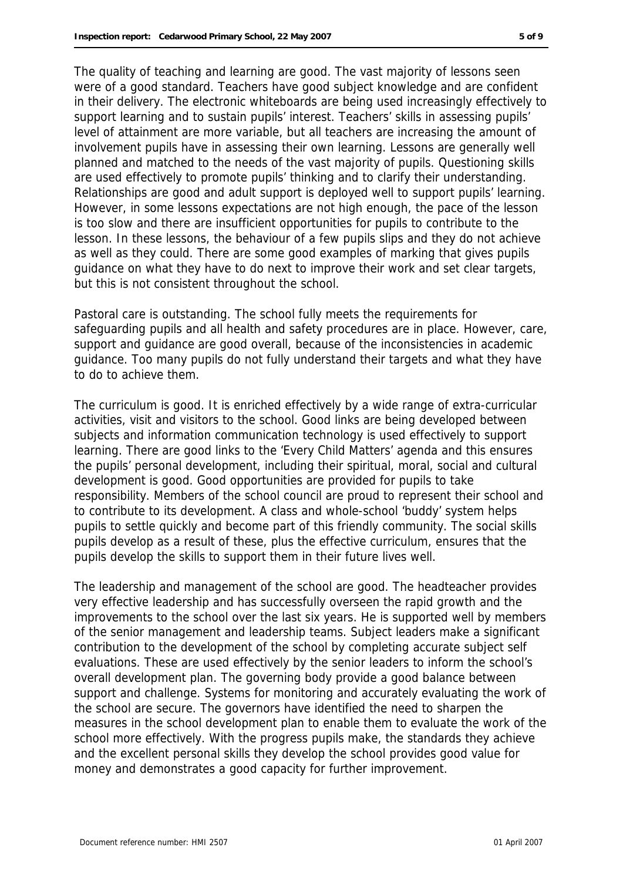The quality of teaching and learning are good. The vast majority of lessons seen were of a good standard. Teachers have good subject knowledge and are confident in their delivery. The electronic whiteboards are being used increasingly effectively to support learning and to sustain pupils' interest. Teachers' skills in assessing pupils' level of attainment are more variable, but all teachers are increasing the amount of involvement pupils have in assessing their own learning. Lessons are generally well planned and matched to the needs of the vast majority of pupils. Questioning skills are used effectively to promote pupils' thinking and to clarify their understanding. Relationships are good and adult support is deployed well to support pupils' learning. However, in some lessons expectations are not high enough, the pace of the lesson is too slow and there are insufficient opportunities for pupils to contribute to the lesson. In these lessons, the behaviour of a few pupils slips and they do not achieve as well as they could. There are some good examples of marking that gives pupils guidance on what they have to do next to improve their work and set clear targets, but this is not consistent throughout the school.

Pastoral care is outstanding. The school fully meets the requirements for safeguarding pupils and all health and safety procedures are in place. However, care, support and guidance are good overall, because of the inconsistencies in academic guidance. Too many pupils do not fully understand their targets and what they have to do to achieve them.

The curriculum is good. It is enriched effectively by a wide range of extra-curricular activities, visit and visitors to the school. Good links are being developed between subjects and information communication technology is used effectively to support learning. There are good links to the 'Every Child Matters' agenda and this ensures the pupils' personal development, including their spiritual, moral, social and cultural development is good. Good opportunities are provided for pupils to take responsibility. Members of the school council are proud to represent their school and to contribute to its development. A class and whole-school 'buddy' system helps pupils to settle quickly and become part of this friendly community. The social skills pupils develop as a result of these, plus the effective curriculum, ensures that the pupils develop the skills to support them in their future lives well.

The leadership and management of the school are good. The headteacher provides very effective leadership and has successfully overseen the rapid growth and the improvements to the school over the last six years. He is supported well by members of the senior management and leadership teams. Subject leaders make a significant contribution to the development of the school by completing accurate subject self evaluations. These are used effectively by the senior leaders to inform the school's overall development plan. The governing body provide a good balance between support and challenge. Systems for monitoring and accurately evaluating the work of the school are secure. The governors have identified the need to sharpen the measures in the school development plan to enable them to evaluate the work of the school more effectively. With the progress pupils make, the standards they achieve and the excellent personal skills they develop the school provides good value for money and demonstrates a good capacity for further improvement.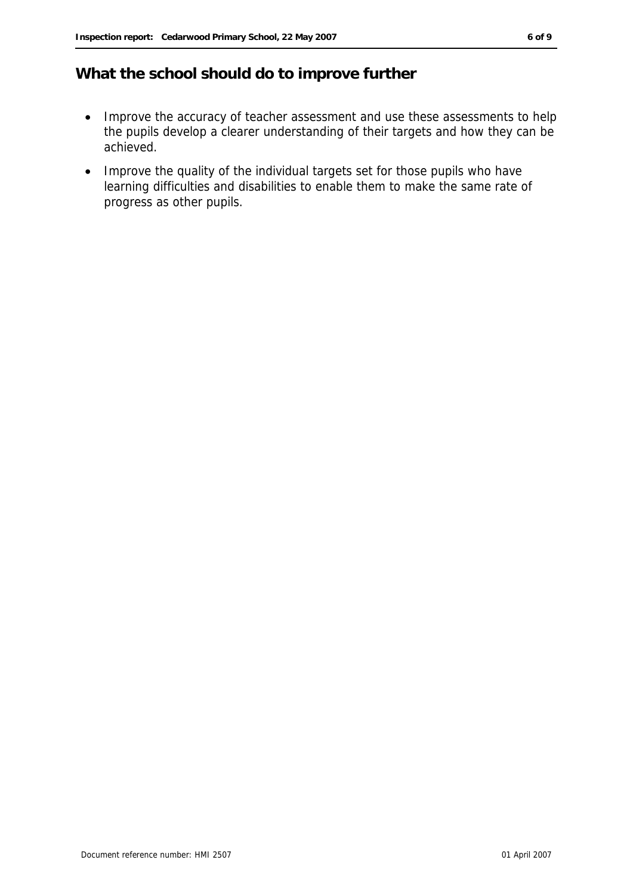## What the school should do to improve further

- Improve the accuracy of teacher assessment and use these assessments to help the pupils develop a clearer understanding of their targets and how they can be achieved.
- Improve the quality of the individual targets set for those pupils who have learning difficulties and disabilities to enable them to make the same rate of progress as other pupils.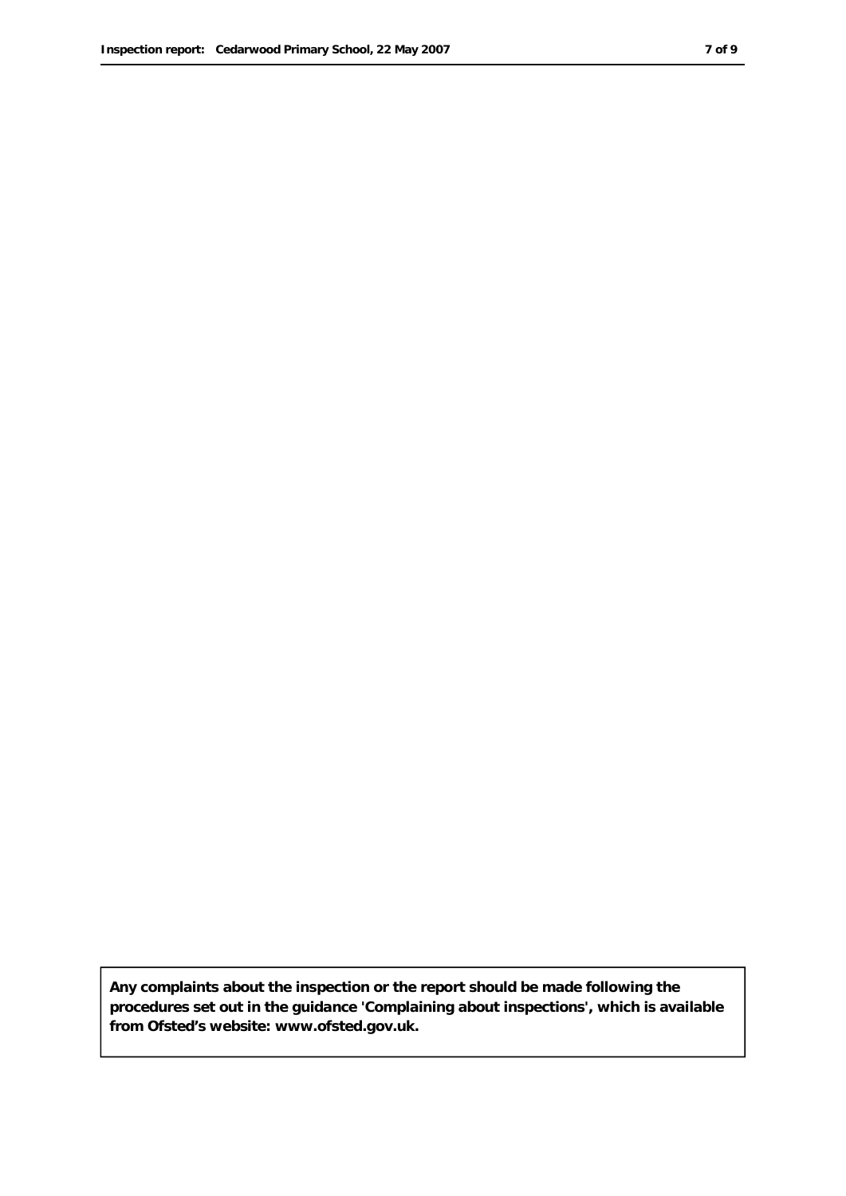**Any complaints about the inspection or the report should be made following the procedures set out in the guidance 'Complaining about inspections', which is available from Ofsted's website: www.ofsted.gov.uk.**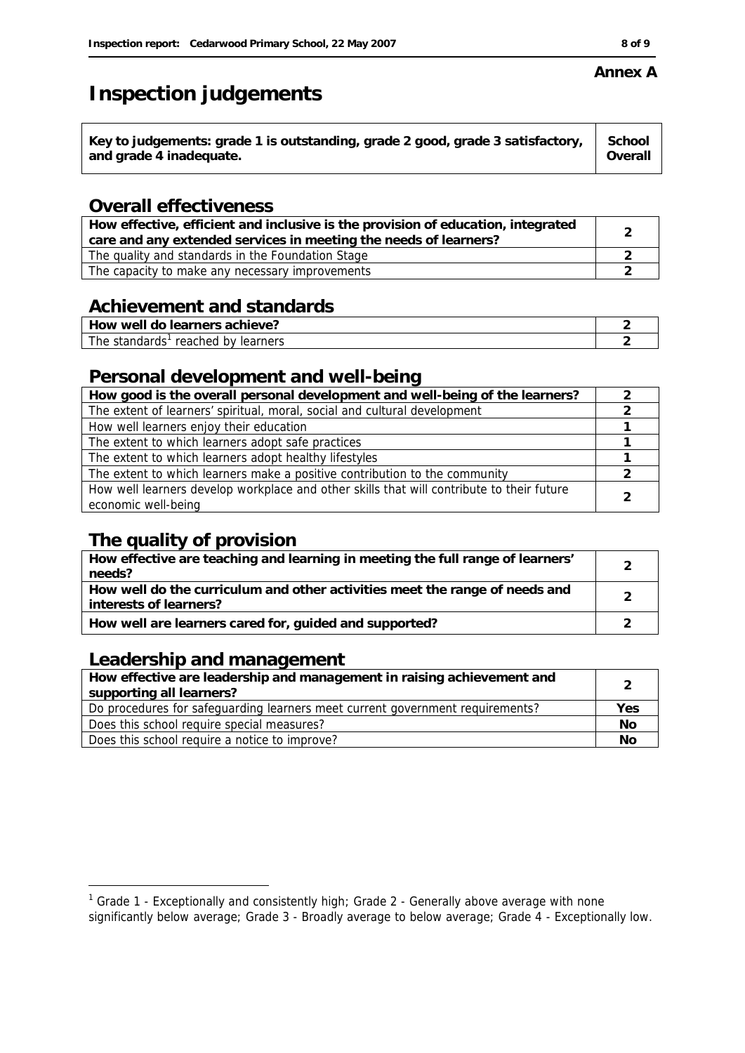**Annex A**

# Inspection judgements

| Key to judgements: grade 1 is outstanding, grade 2 good, grade 3 satisfactory, and grade 4 inadequate. | School Overall |
|---|---|

## Overall effectiveness

| | |
|---|---|
| **How effective, efficient and inclusive is the provision of education, integrated care and any extended services in meeting the needs of learners?** | 2 |
| The quality and standards in the Foundation Stage | 2 |
| The capacity to make any necessary improvements | 2 |

## Achievement and standards

| | |
|---|---|
| **How well do learners achieve?** | 2 |
| The standards[1] reached by learners | 2 |

## Personal development and well-being

| | |
|---|---|
| **How good is the overall personal development and well-being of the learners?** | 2 |
| The extent of learners' spiritual, moral, social and cultural development | 2 |
| How well learners enjoy their education | 1 |
| The extent to which learners adopt safe practices | 1 |
| The extent to which learners adopt healthy lifestyles | 1 |
| The extent to which learners make a positive contribution to the community | 2 |
| How well learners develop workplace and other skills that will contribute to their future economic well-being | 2 |

## The quality of provision

| | |
|---|---|
| **How effective are teaching and learning in meeting the full range of learners' needs?** | 2 |
| **How well do the curriculum and other activities meet the range of needs and interests of learners?** | 2 |
| **How well are learners cared for, guided and supported?** | 2 |

## Leadership and management

| | |
|---|---|
| **How effective are leadership and management in raising achievement and supporting all learners?** | 2 |
| Do procedures for safeguarding learners meet current government requirements? | Yes |
| Does this school require special measures? | No |
| Does this school require a notice to improve? | No |

[1] Grade 1 - Exceptionally and consistently high; Grade 2 - Generally above average with none significantly below average; Grade 3 - Broadly average to below average; Grade 4 - Exceptionally low.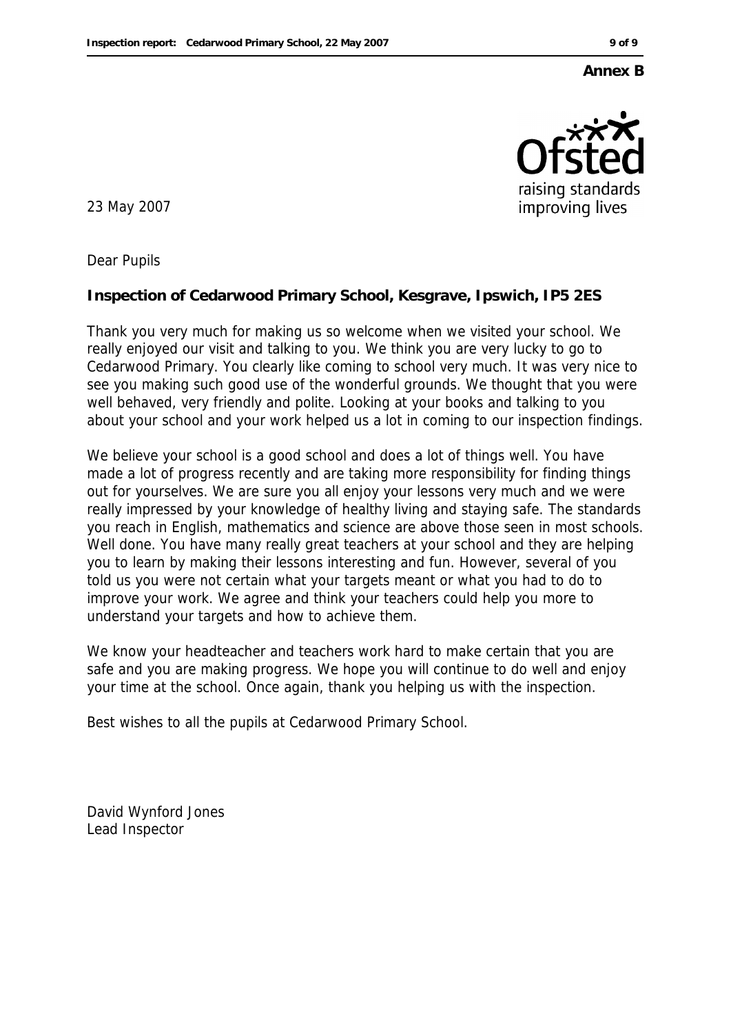**Annex B**

23 May 2007

Dear Pupils

**Inspection of Cedarwood Primary School, Kesgrave, Ipswich, IP5 2ES**

Thank you very much for making us so welcome when we visited your school. We really enjoyed our visit and talking to you. We think you are very lucky to go to Cedarwood Primary. You clearly like coming to school very much. It was very nice to see you making such good use of the wonderful grounds. We thought that you were well behaved, very friendly and polite. Looking at your books and talking to you about your school and your work helped us a lot in coming to our inspection findings.

We believe your school is a good school and does a lot of things well. You have made a lot of progress recently and are taking more responsibility for finding things out for yourselves. We are sure you all enjoy your lessons very much and we were really impressed by your knowledge of healthy living and staying safe. The standards you reach in English, mathematics and science are above those seen in most schools. Well done. You have many really great teachers at your school and they are helping you to learn by making their lessons interesting and fun. However, several of you told us you were not certain what your targets meant or what you had to do to improve your work. We agree and think your teachers could help you more to understand your targets and how to achieve them.

We know your headteacher and teachers work hard to make certain that you are safe and you are making progress. We hope you will continue to do well and enjoy your time at the school. Once again, thank you helping us with the inspection.

Best wishes to all the pupils at Cedarwood Primary School.

David Wynford Jones
Lead Inspector